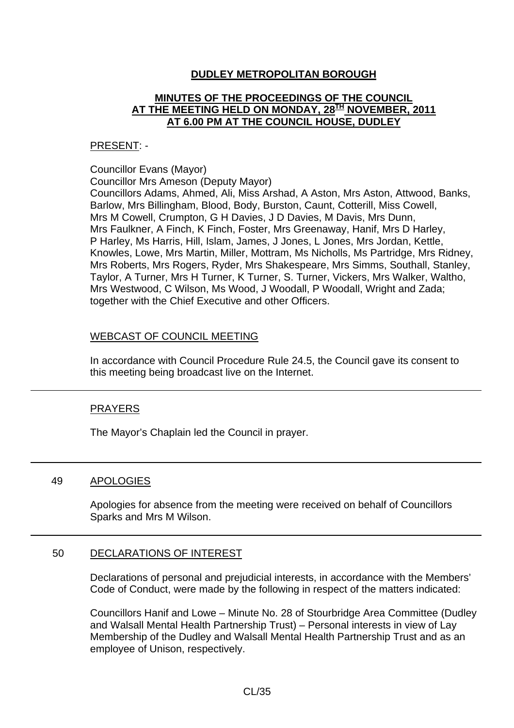# DUDLEY METROPOLITAN BOROUGH

## MINUTES OF THE PROCEEDINGS OF THE COUNCIL AT THE MEETING HELD ON MONDAY, 28TH NOVEMBER, 2011 AT 6.00 PM AT THE COUNCIL HOUSE, DUDLEY

PRESENT: -

Councillor Evans (Mayor)
Councillor Mrs Ameson (Deputy Mayor)
Councillors Adams, Ahmed, Ali, Miss Arshad, A Aston, Mrs Aston, Attwood, Banks, Barlow, Mrs Billingham, Blood, Body, Burston, Caunt, Cotterill, Miss Cowell, Mrs M Cowell, Crumpton, G H Davies, J D Davies, M Davis, Mrs Dunn, Mrs Faulkner, A Finch, K Finch, Foster, Mrs Greenaway, Hanif, Mrs D Harley, P Harley, Ms Harris, Hill, Islam, James, J Jones, L Jones, Mrs Jordan, Kettle, Knowles, Lowe, Mrs Martin, Miller, Mottram, Ms Nicholls, Ms Partridge, Mrs Ridney, Mrs Roberts, Mrs Rogers, Ryder, Mrs Shakespeare, Mrs Simms, Southall, Stanley, Taylor, A Turner, Mrs H Turner, K Turner, S. Turner, Vickers, Mrs Walker, Waltho, Mrs Westwood, C Wilson, Ms Wood, J Woodall, P Woodall, Wright and Zada; together with the Chief Executive and other Officers.

### WEBCAST OF COUNCIL MEETING

In accordance with Council Procedure Rule 24.5, the Council gave its consent to this meeting being broadcast live on the Internet.

---

### PRAYERS

The Mayor's Chaplain led the Council in prayer.

---

### 49 APOLOGIES

Apologies for absence from the meeting were received on behalf of Councillors Sparks and Mrs M Wilson.

---

### 50 DECLARATIONS OF INTEREST

Declarations of personal and prejudicial interests, in accordance with the Members' Code of Conduct, were made by the following in respect of the matters indicated:

Councillors Hanif and Lowe – Minute No. 28 of Stourbridge Area Committee (Dudley and Walsall Mental Health Partnership Trust) – Personal interests in view of Lay Membership of the Dudley and Walsall Mental Health Partnership Trust and as an employee of Unison, respectively.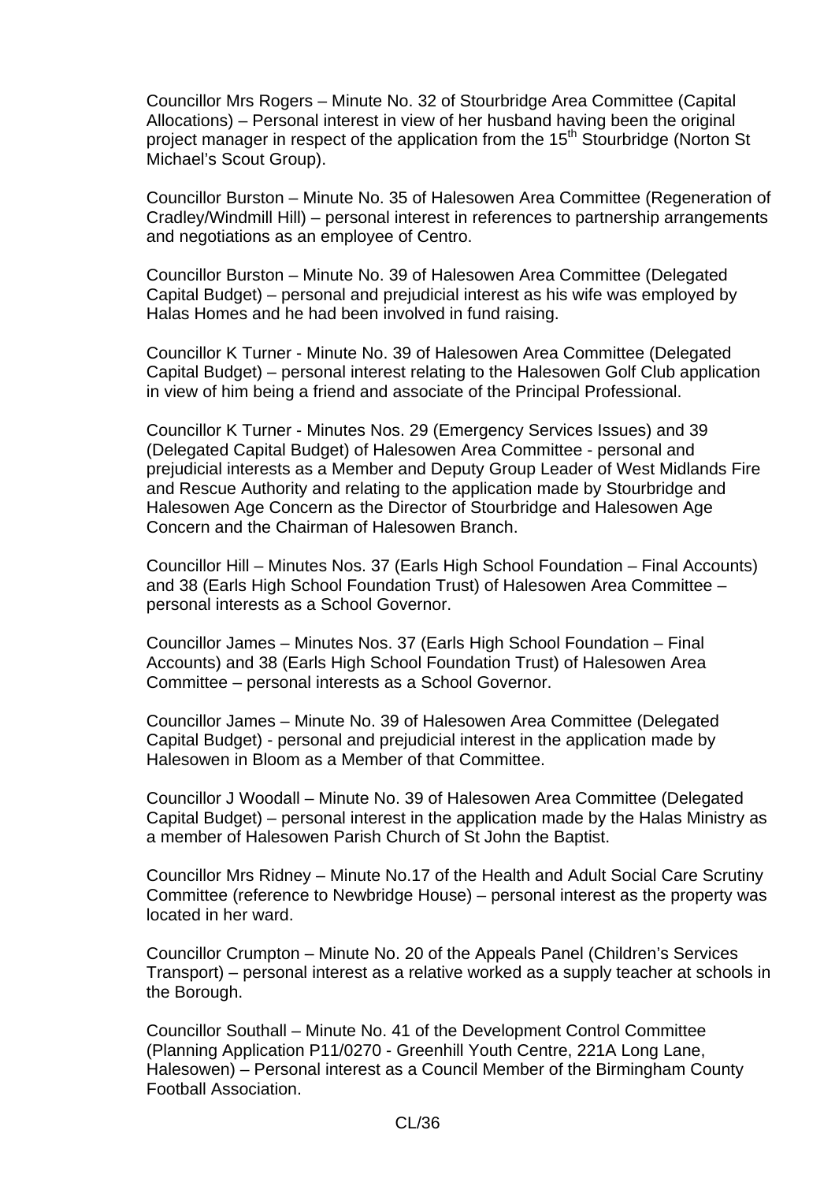Councillor Mrs Rogers – Minute No. 32 of Stourbridge Area Committee (Capital Allocations) – Personal interest in view of her husband having been the original project manager in respect of the application from the 15th Stourbridge (Norton St Michael's Scout Group).

Councillor Burston – Minute No. 35 of Halesowen Area Committee (Regeneration of Cradley/Windmill Hill) – personal interest in references to partnership arrangements and negotiations as an employee of Centro.

Councillor Burston – Minute No. 39 of Halesowen Area Committee (Delegated Capital Budget) – personal and prejudicial interest as his wife was employed by Halas Homes and he had been involved in fund raising.

Councillor K Turner - Minute No. 39 of Halesowen Area Committee (Delegated Capital Budget) – personal interest relating to the Halesowen Golf Club application in view of him being a friend and associate of the Principal Professional.

Councillor K Turner - Minutes Nos. 29 (Emergency Services Issues) and 39 (Delegated Capital Budget) of Halesowen Area Committee - personal and prejudicial interests as a Member and Deputy Group Leader of West Midlands Fire and Rescue Authority and relating to the application made by Stourbridge and Halesowen Age Concern as the Director of Stourbridge and Halesowen Age Concern and the Chairman of Halesowen Branch.

Councillor Hill – Minutes Nos. 37 (Earls High School Foundation – Final Accounts) and 38 (Earls High School Foundation Trust) of Halesowen Area Committee – personal interests as a School Governor.

Councillor James – Minutes Nos. 37 (Earls High School Foundation – Final Accounts) and 38 (Earls High School Foundation Trust) of Halesowen Area Committee – personal interests as a School Governor.

Councillor James – Minute No. 39 of Halesowen Area Committee (Delegated Capital Budget) - personal and prejudicial interest in the application made by Halesowen in Bloom as a Member of that Committee.

Councillor J Woodall – Minute No. 39 of Halesowen Area Committee (Delegated Capital Budget) – personal interest in the application made by the Halas Ministry as a member of Halesowen Parish Church of St John the Baptist.

Councillor Mrs Ridney – Minute No.17 of the Health and Adult Social Care Scrutiny Committee (reference to Newbridge House) – personal interest as the property was located in her ward.

Councillor Crumpton – Minute No. 20 of the Appeals Panel (Children's Services Transport) – personal interest as a relative worked as a supply teacher at schools in the Borough.

Councillor Southall – Minute No. 41 of the Development Control Committee (Planning Application P11/0270 - Greenhill Youth Centre, 221A Long Lane, Halesowen) – Personal interest as a Council Member of the Birmingham County Football Association.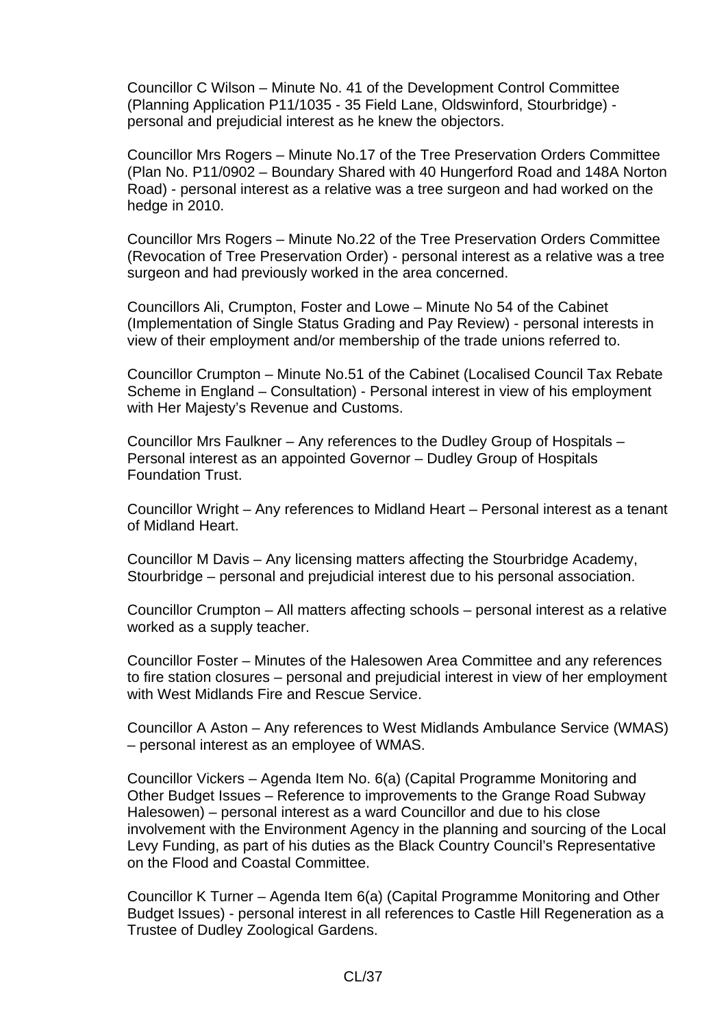Councillor C Wilson – Minute No. 41 of the Development Control Committee (Planning Application P11/1035 - 35 Field Lane, Oldswinford, Stourbridge) - personal and prejudicial interest as he knew the objectors.

Councillor Mrs Rogers – Minute No.17 of the Tree Preservation Orders Committee (Plan No. P11/0902 – Boundary Shared with 40 Hungerford Road and 148A Norton Road) - personal interest as a relative was a tree surgeon and had worked on the hedge in 2010.

Councillor Mrs Rogers – Minute No.22 of the Tree Preservation Orders Committee (Revocation of Tree Preservation Order) - personal interest as a relative was a tree surgeon and had previously worked in the area concerned.

Councillors Ali, Crumpton, Foster and Lowe – Minute No 54 of the Cabinet (Implementation of Single Status Grading and Pay Review) - personal interests in view of their employment and/or membership of the trade unions referred to.

Councillor Crumpton – Minute No.51 of the Cabinet (Localised Council Tax Rebate Scheme in England – Consultation) - Personal interest in view of his employment with Her Majesty's Revenue and Customs.

Councillor Mrs Faulkner – Any references to the Dudley Group of Hospitals – Personal interest as an appointed Governor – Dudley Group of Hospitals Foundation Trust.

Councillor Wright – Any references to Midland Heart – Personal interest as a tenant of Midland Heart.

Councillor M Davis – Any licensing matters affecting the Stourbridge Academy, Stourbridge – personal and prejudicial interest due to his personal association.

Councillor Crumpton – All matters affecting schools – personal interest as a relative worked as a supply teacher.

Councillor Foster – Minutes of the Halesowen Area Committee and any references to fire station closures – personal and prejudicial interest in view of her employment with West Midlands Fire and Rescue Service.

Councillor A Aston – Any references to West Midlands Ambulance Service (WMAS) – personal interest as an employee of WMAS.

Councillor Vickers – Agenda Item No. 6(a) (Capital Programme Monitoring and Other Budget Issues – Reference to improvements to the Grange Road Subway Halesowen) – personal interest as a ward Councillor and due to his close involvement with the Environment Agency in the planning and sourcing of the Local Levy Funding, as part of his duties as the Black Country Council's Representative on the Flood and Coastal Committee.

Councillor K Turner – Agenda Item 6(a) (Capital Programme Monitoring and Other Budget Issues) - personal interest in all references to Castle Hill Regeneration as a Trustee of Dudley Zoological Gardens.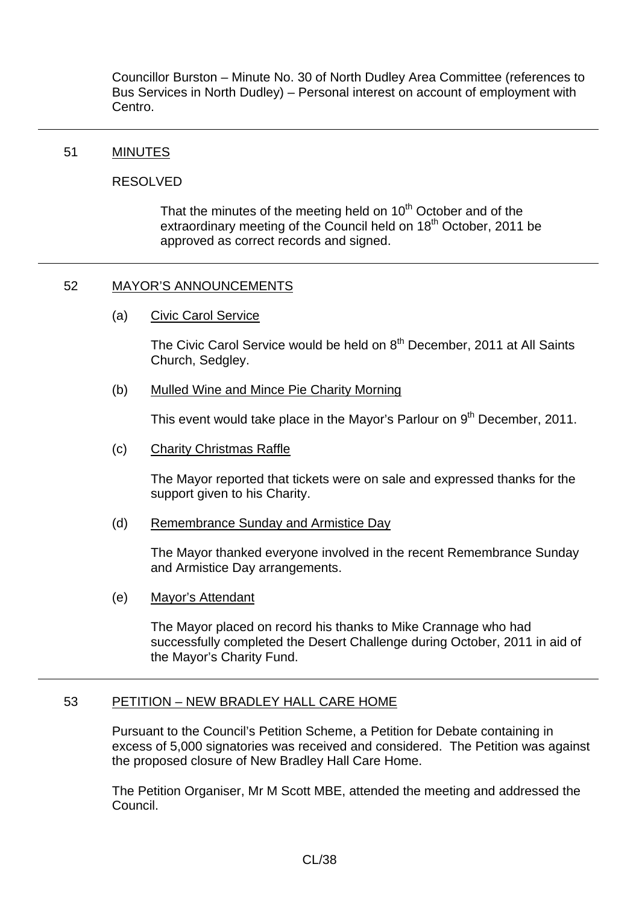Councillor Burston – Minute No. 30 of North Dudley Area Committee (references to Bus Services in North Dudley) – Personal interest on account of employment with Centro.

---

## 51 MINUTES

RESOLVED

> That the minutes of the meeting held on 10th October and of the extraordinary meeting of the Council held on 18th October, 2011 be approved as correct records and signed.

---

## 52 MAYOR'S ANNOUNCEMENTS

(a) Civic Carol Service

The Civic Carol Service would be held on 8th December, 2011 at All Saints Church, Sedgley.

(b) Mulled Wine and Mince Pie Charity Morning

This event would take place in the Mayor's Parlour on 9th December, 2011.

(c) Charity Christmas Raffle

The Mayor reported that tickets were on sale and expressed thanks for the support given to his Charity.

(d) Remembrance Sunday and Armistice Day

The Mayor thanked everyone involved in the recent Remembrance Sunday and Armistice Day arrangements.

(e) Mayor's Attendant

The Mayor placed on record his thanks to Mike Crannage who had successfully completed the Desert Challenge during October, 2011 in aid of the Mayor's Charity Fund.

---

## 53 PETITION – NEW BRADLEY HALL CARE HOME

Pursuant to the Council's Petition Scheme, a Petition for Debate containing in excess of 5,000 signatories was received and considered. The Petition was against the proposed closure of New Bradley Hall Care Home.

The Petition Organiser, Mr M Scott MBE, attended the meeting and addressed the Council.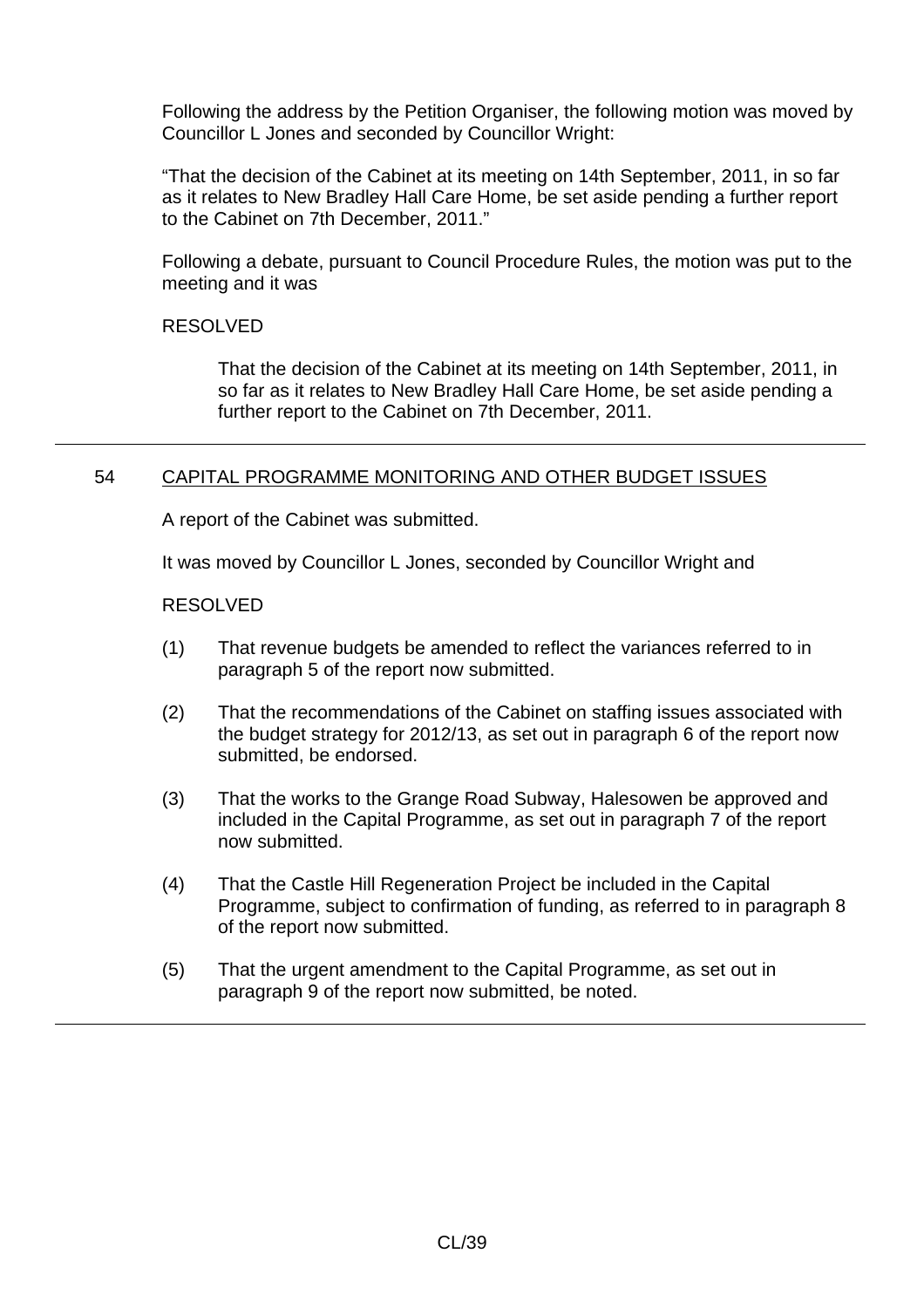Following the address by the Petition Organiser, the following motion was moved by Councillor L Jones and seconded by Councillor Wright:

"That the decision of the Cabinet at its meeting on 14th September, 2011, in so far as it relates to New Bradley Hall Care Home, be set aside pending a further report to the Cabinet on 7th December, 2011."

Following a debate, pursuant to Council Procedure Rules, the motion was put to the meeting and it was

RESOLVED

> That the decision of the Cabinet at its meeting on 14th September, 2011, in so far as it relates to New Bradley Hall Care Home, be set aside pending a further report to the Cabinet on 7th December, 2011.

---

## 54 CAPITAL PROGRAMME MONITORING AND OTHER BUDGET ISSUES

A report of the Cabinet was submitted.

It was moved by Councillor L Jones, seconded by Councillor Wright and

RESOLVED

(1) That revenue budgets be amended to reflect the variances referred to in paragraph 5 of the report now submitted.

(2) That the recommendations of the Cabinet on staffing issues associated with the budget strategy for 2012/13, as set out in paragraph 6 of the report now submitted, be endorsed.

(3) That the works to the Grange Road Subway, Halesowen be approved and included in the Capital Programme, as set out in paragraph 7 of the report now submitted.

(4) That the Castle Hill Regeneration Project be included in the Capital Programme, subject to confirmation of funding, as referred to in paragraph 8 of the report now submitted.

(5) That the urgent amendment to the Capital Programme, as set out in paragraph 9 of the report now submitted, be noted.

---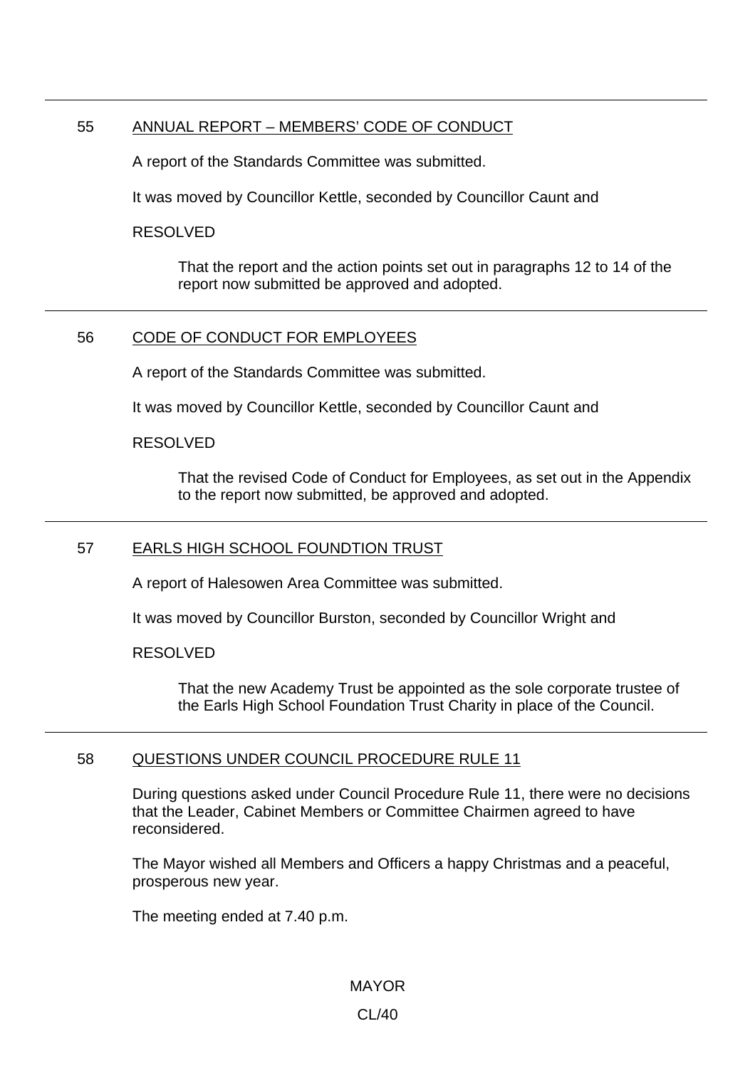---

55 ANNUAL REPORT – MEMBERS' CODE OF CONDUCT

A report of the Standards Committee was submitted.

It was moved by Councillor Kettle, seconded by Councillor Caunt and

RESOLVED

> That the report and the action points set out in paragraphs 12 to 14 of the report now submitted be approved and adopted.

---

56 CODE OF CONDUCT FOR EMPLOYEES

A report of the Standards Committee was submitted.

It was moved by Councillor Kettle, seconded by Councillor Caunt and

RESOLVED

> That the revised Code of Conduct for Employees, as set out in the Appendix to the report now submitted, be approved and adopted.

---

57 EARLS HIGH SCHOOL FOUNDTION TRUST

A report of Halesowen Area Committee was submitted.

It was moved by Councillor Burston, seconded by Councillor Wright and

RESOLVED

> That the new Academy Trust be appointed as the sole corporate trustee of the Earls High School Foundation Trust Charity in place of the Council.

---

58 QUESTIONS UNDER COUNCIL PROCEDURE RULE 11

During questions asked under Council Procedure Rule 11, there were no decisions that the Leader, Cabinet Members or Committee Chairmen agreed to have reconsidered.

The Mayor wished all Members and Officers a happy Christmas and a peaceful, prosperous new year.

The meeting ended at 7.40 p.m.

MAYOR

CL/40